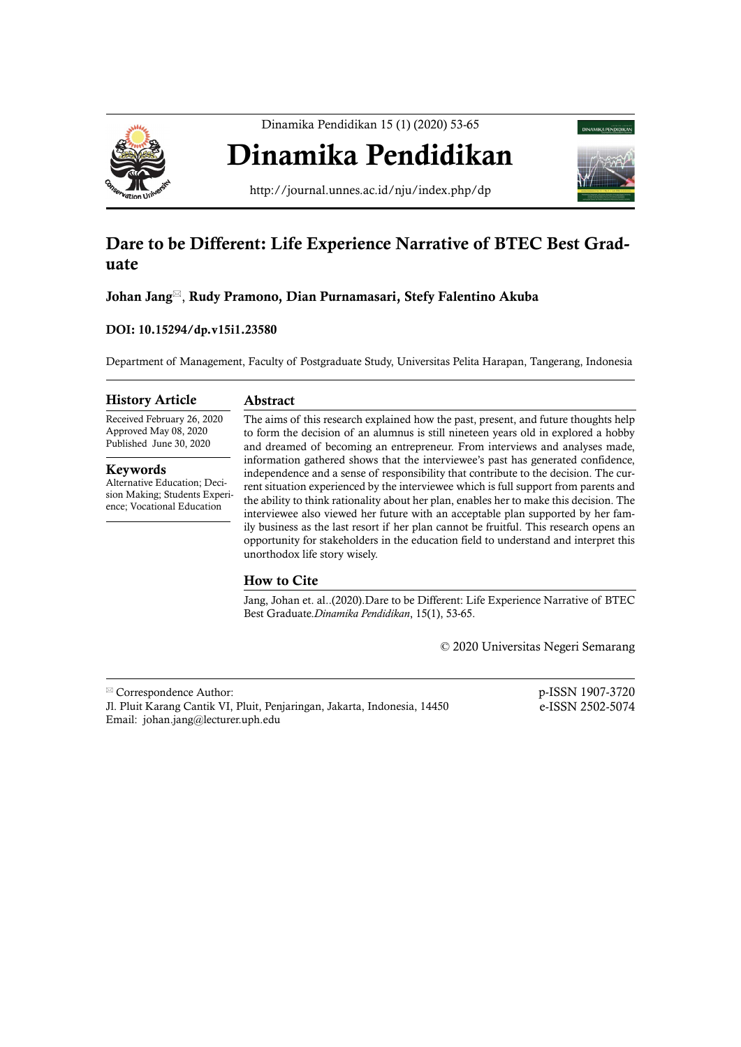# Dinamika Pendidikan

http://journal.unnes.ac.id/nju/index.php/dp

## Dare to be Different: Life Experience Narrative of BTEC Best Graduate

**Johan Jang**✉, **Rudy Pramono, Dian Purnamasari, Stefy Falentino Akuba**

**DOI: 10.15294/dp.v15i1.23580**

Department of Management, Faculty of Postgraduate Study, Universitas Pelita Harapan, Tangerang, Indonesia

### History Article

Received February 26, 2020
Approved May 08, 2020
Published June 30, 2020

### Keywords

Alternative Education; Decision Making; Students Experience; Vocational Education

### Abstract

The aims of this research explained how the past, present, and future thoughts help to form the decision of an alumnus is still nineteen years old in explored a hobby and dreamed of becoming an entrepreneur. From interviews and analyses made, information gathered shows that the interviewee's past has generated confidence, independence and a sense of responsibility that contribute to the decision. The current situation experienced by the interviewee which is full support from parents and the ability to think rationality about her plan, enables her to make this decision. The interviewee also viewed her future with an acceptable plan supported by her family business as the last resort if her plan cannot be fruitful. This research opens an opportunity for stakeholders in the education field to understand and interpret this unorthodox life story wisely.

### How to Cite

Jang, Johan et. al..(2020).Dare to be Different: Life Experience Narrative of BTEC Best Graduate.*Dinamika Pendidikan*, 15(1), 53-65.

© 2020 Universitas Negeri Semarang

✉ Correspondence Author:
Jl. Pluit Karang Cantik VI, Pluit, Penjaringan, Jakarta, Indonesia, 14450
Email: johan.jang@lecturer.uph.edu

p-ISSN 1907-3720
e-ISSN 2502-5074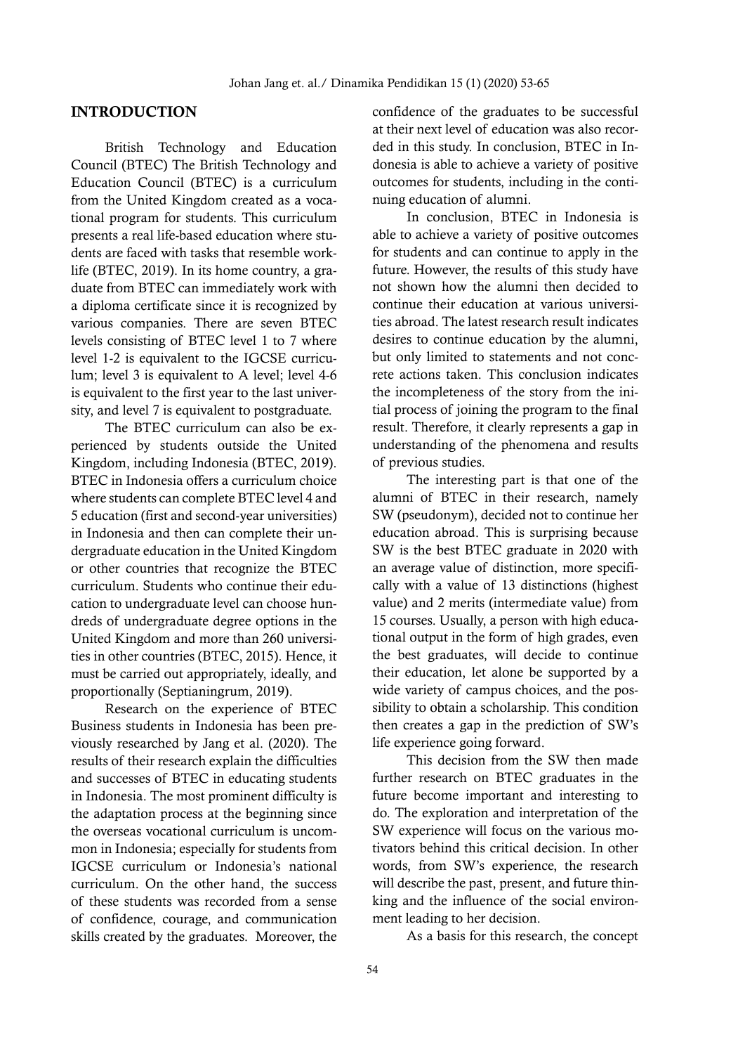## INTRODUCTION

British Technology and Education Council (BTEC) The British Technology and Education Council (BTEC) is a curriculum from the United Kingdom created as a vocational program for students. This curriculum presents a real life-based education where students are faced with tasks that resemble worklife (BTEC, 2019). In its home country, a graduate from BTEC can immediately work with a diploma certificate since it is recognized by various companies. There are seven BTEC levels consisting of BTEC level 1 to 7 where level 1-2 is equivalent to the IGCSE curriculum; level 3 is equivalent to A level; level 4-6 is equivalent to the first year to the last university, and level 7 is equivalent to postgraduate.

The BTEC curriculum can also be experienced by students outside the United Kingdom, including Indonesia (BTEC, 2019). BTEC in Indonesia offers a curriculum choice where students can complete BTEC level 4 and 5 education (first and second-year universities) in Indonesia and then can complete their undergraduate education in the United Kingdom or other countries that recognize the BTEC curriculum. Students who continue their education to undergraduate level can choose hundreds of undergraduate degree options in the United Kingdom and more than 260 universities in other countries (BTEC, 2015). Hence, it must be carried out appropriately, ideally, and proportionally (Septianingrum, 2019).

Research on the experience of BTEC Business students in Indonesia has been previously researched by Jang et al. (2020). The results of their research explain the difficulties and successes of BTEC in educating students in Indonesia. The most prominent difficulty is the adaptation process at the beginning since the overseas vocational curriculum is uncommon in Indonesia; especially for students from IGCSE curriculum or Indonesia's national curriculum. On the other hand, the success of these students was recorded from a sense of confidence, courage, and communication skills created by the graduates. Moreover, the confidence of the graduates to be successful at their next level of education was also recorded in this study. In conclusion, BTEC in Indonesia is able to achieve a variety of positive outcomes for students, including in the continuing education of alumni.

In conclusion, BTEC in Indonesia is able to achieve a variety of positive outcomes for students and can continue to apply in the future. However, the results of this study have not shown how the alumni then decided to continue their education at various universities abroad. The latest research result indicates desires to continue education by the alumni, but only limited to statements and not concrete actions taken. This conclusion indicates the incompleteness of the story from the initial process of joining the program to the final result. Therefore, it clearly represents a gap in understanding of the phenomena and results of previous studies.

The interesting part is that one of the alumni of BTEC in their research, namely SW (pseudonym), decided not to continue her education abroad. This is surprising because SW is the best BTEC graduate in 2020 with an average value of distinction, more specifically with a value of 13 distinctions (highest value) and 2 merits (intermediate value) from 15 courses. Usually, a person with high educational output in the form of high grades, even the best graduates, will decide to continue their education, let alone be supported by a wide variety of campus choices, and the possibility to obtain a scholarship. This condition then creates a gap in the prediction of SW's life experience going forward.

This decision from the SW then made further research on BTEC graduates in the future become important and interesting to do. The exploration and interpretation of the SW experience will focus on the various motivators behind this critical decision. In other words, from SW's experience, the research will describe the past, present, and future thinking and the influence of the social environment leading to her decision.

As a basis for this research, the concept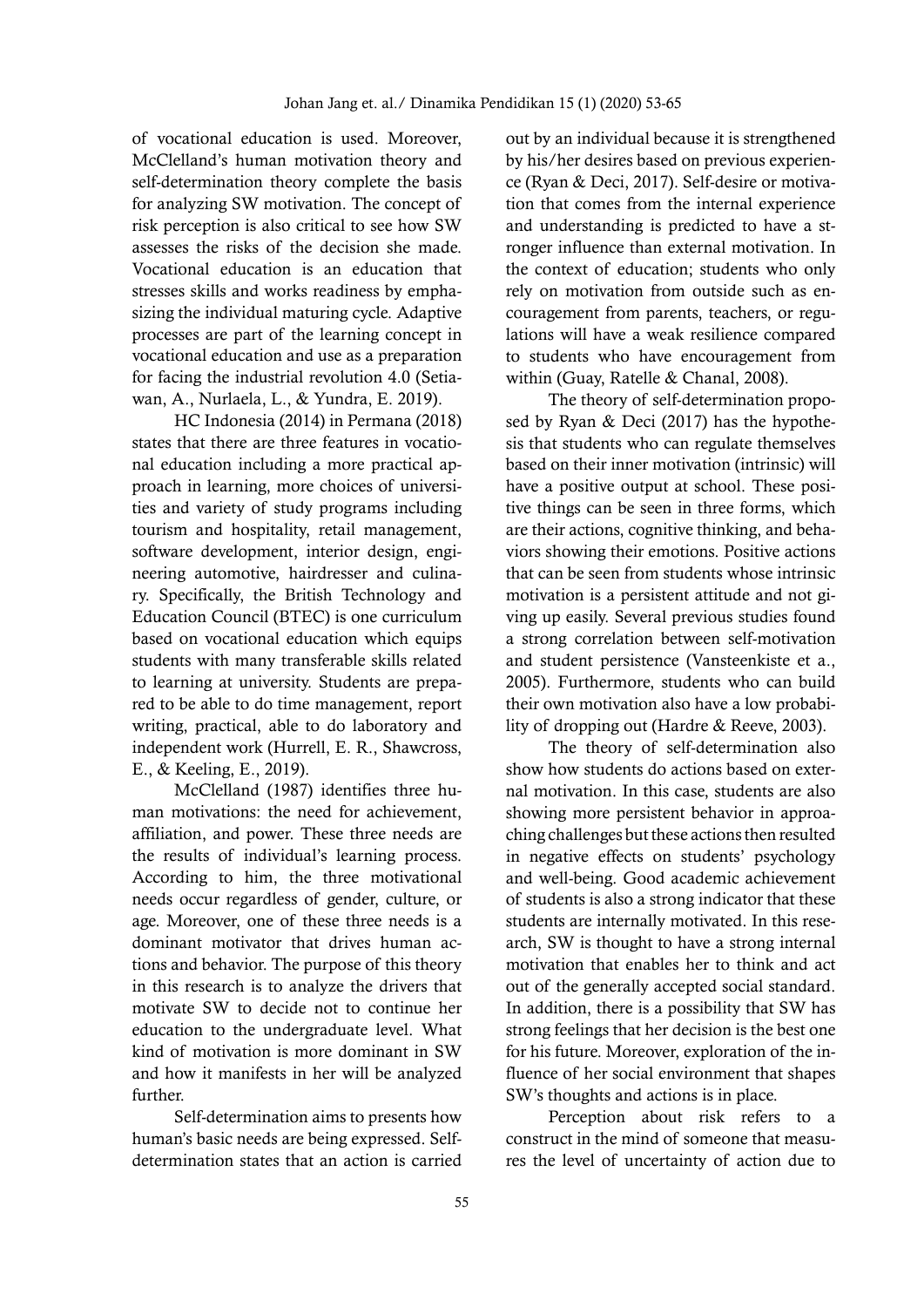of vocational education is used. Moreover, McClelland's human motivation theory and self-determination theory complete the basis for analyzing SW motivation. The concept of risk perception is also critical to see how SW assesses the risks of the decision she made. Vocational education is an education that stresses skills and works readiness by emphasizing the individual maturing cycle. Adaptive processes are part of the learning concept in vocational education and use as a preparation for facing the industrial revolution 4.0 (Setiawan, A., Nurlaela, L., & Yundra, E. 2019).

HC Indonesia (2014) in Permana (2018) states that there are three features in vocational education including a more practical approach in learning, more choices of universities and variety of study programs including tourism and hospitality, retail management, software development, interior design, engineering automotive, hairdresser and culinary. Specifically, the British Technology and Education Council (BTEC) is one curriculum based on vocational education which equips students with many transferable skills related to learning at university. Students are prepared to be able to do time management, report writing, practical, able to do laboratory and independent work (Hurrell, E. R., Shawcross, E., & Keeling, E., 2019).

McClelland (1987) identifies three human motivations: the need for achievement, affiliation, and power. These three needs are the results of individual's learning process. According to him, the three motivational needs occur regardless of gender, culture, or age. Moreover, one of these three needs is a dominant motivator that drives human actions and behavior. The purpose of this theory in this research is to analyze the drivers that motivate SW to decide not to continue her education to the undergraduate level. What kind of motivation is more dominant in SW and how it manifests in her will be analyzed further.

Self-determination aims to presents how human's basic needs are being expressed. Self-determination states that an action is carried out by an individual because it is strengthened by his/her desires based on previous experience (Ryan & Deci, 2017). Self-desire or motivation that comes from the internal experience and understanding is predicted to have a stronger influence than external motivation. In the context of education; students who only rely on motivation from outside such as encouragement from parents, teachers, or regulations will have a weak resilience compared to students who have encouragement from within (Guay, Ratelle & Chanal, 2008).

The theory of self-determination proposed by Ryan & Deci (2017) has the hypothesis that students who can regulate themselves based on their inner motivation (intrinsic) will have a positive output at school. These positive things can be seen in three forms, which are their actions, cognitive thinking, and behaviors showing their emotions. Positive actions that can be seen from students whose intrinsic motivation is a persistent attitude and not giving up easily. Several previous studies found a strong correlation between self-motivation and student persistence (Vansteenkiste et a., 2005). Furthermore, students who can build their own motivation also have a low probability of dropping out (Hardre & Reeve, 2003).

The theory of self-determination also show how students do actions based on external motivation. In this case, students are also showing more persistent behavior in approaching challenges but these actions then resulted in negative effects on students' psychology and well-being. Good academic achievement of students is also a strong indicator that these students are internally motivated. In this research, SW is thought to have a strong internal motivation that enables her to think and act out of the generally accepted social standard. In addition, there is a possibility that SW has strong feelings that her decision is the best one for his future. Moreover, exploration of the influence of her social environment that shapes SW's thoughts and actions is in place.

Perception about risk refers to a construct in the mind of someone that measures the level of uncertainty of action due to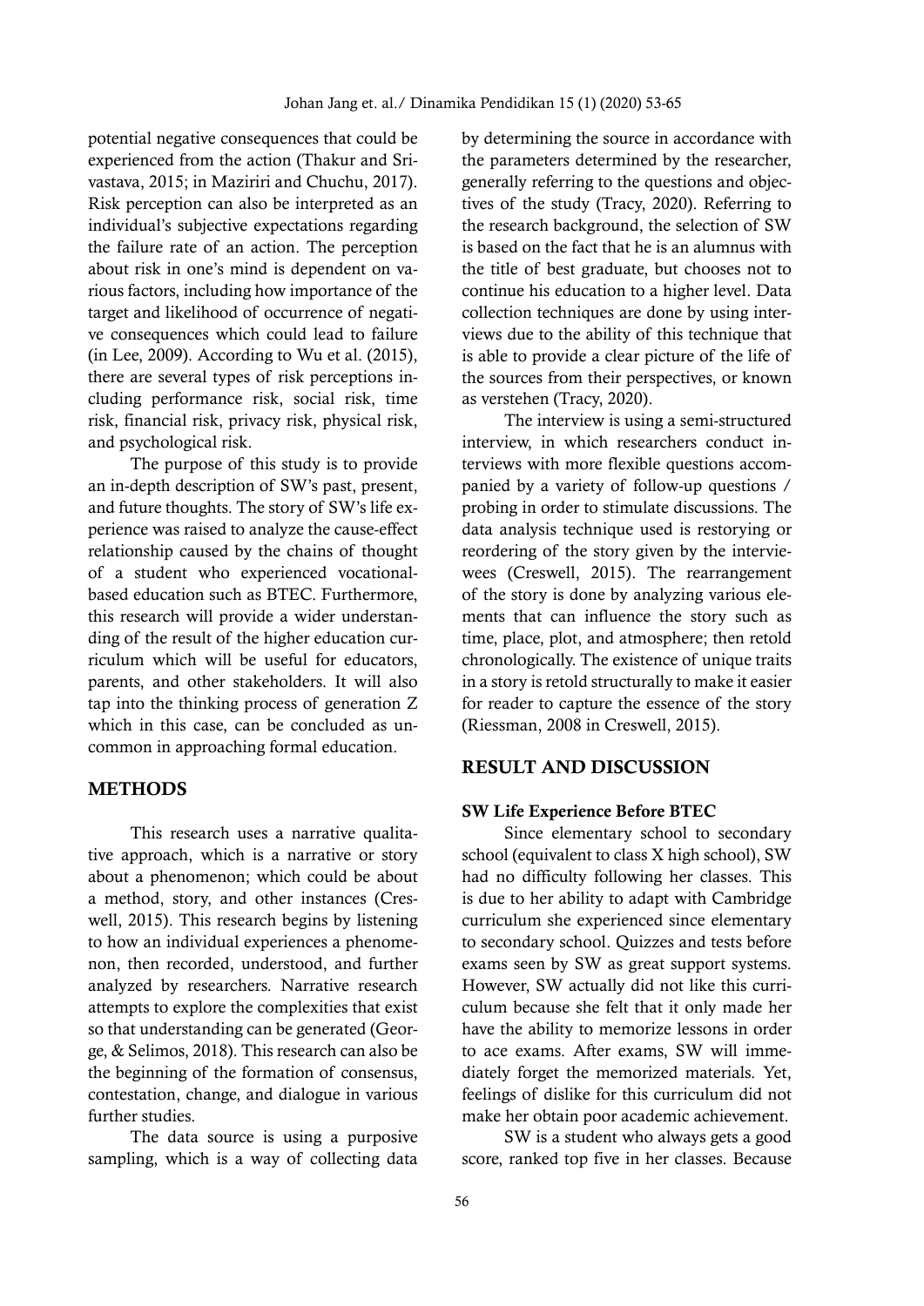potential negative consequences that could be experienced from the action (Thakur and Srivastava, 2015; in Maziriri and Chuchu, 2017). Risk perception can also be interpreted as an individual's subjective expectations regarding the failure rate of an action. The perception about risk in one's mind is dependent on various factors, including how importance of the target and likelihood of occurrence of negative consequences which could lead to failure (in Lee, 2009). According to Wu et al. (2015), there are several types of risk perceptions including performance risk, social risk, time risk, financial risk, privacy risk, physical risk, and psychological risk.

The purpose of this study is to provide an in-depth description of SW's past, present, and future thoughts. The story of SW's life experience was raised to analyze the cause-effect relationship caused by the chains of thought of a student who experienced vocational-based education such as BTEC. Furthermore, this research will provide a wider understanding of the result of the higher education curriculum which will be useful for educators, parents, and other stakeholders. It will also tap into the thinking process of generation Z which in this case, can be concluded as uncommon in approaching formal education.

## METHODS

This research uses a narrative qualitative approach, which is a narrative or story about a phenomenon; which could be about a method, story, and other instances (Creswell, 2015). This research begins by listening to how an individual experiences a phenomenon, then recorded, understood, and further analyzed by researchers. Narrative research attempts to explore the complexities that exist so that understanding can be generated (George, & Selimos, 2018). This research can also be the beginning of the formation of consensus, contestation, change, and dialogue in various further studies.

The data source is using a purposive sampling, which is a way of collecting data by determining the source in accordance with the parameters determined by the researcher, generally referring to the questions and objectives of the study (Tracy, 2020). Referring to the research background, the selection of SW is based on the fact that he is an alumnus with the title of best graduate, but chooses not to continue his education to a higher level. Data collection techniques are done by using interviews due to the ability of this technique that is able to provide a clear picture of the life of the sources from their perspectives, or known as verstehen (Tracy, 2020).

The interview is using a semi-structured interview, in which researchers conduct interviews with more flexible questions accompanied by a variety of follow-up questions / probing in order to stimulate discussions. The data analysis technique used is restorying or reordering of the story given by the interviewees (Creswell, 2015). The rearrangement of the story is done by analyzing various elements that can influence the story such as time, place, plot, and atmosphere; then retold chronologically. The existence of unique traits in a story is retold structurally to make it easier for reader to capture the essence of the story (Riessman, 2008 in Creswell, 2015).

## RESULT AND DISCUSSION

### SW Life Experience Before BTEC

Since elementary school to secondary school (equivalent to class X high school), SW had no difficulty following her classes. This is due to her ability to adapt with Cambridge curriculum she experienced since elementary to secondary school. Quizzes and tests before exams seen by SW as great support systems. However, SW actually did not like this curriculum because she felt that it only made her have the ability to memorize lessons in order to ace exams. After exams, SW will immediately forget the memorized materials. Yet, feelings of dislike for this curriculum did not make her obtain poor academic achievement.

SW is a student who always gets a good score, ranked top five in her classes. Because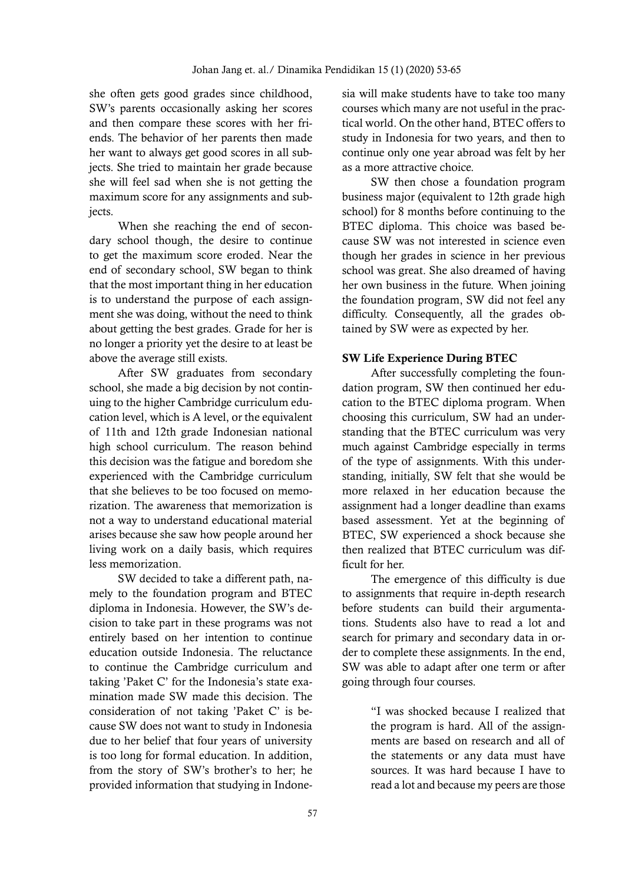she often gets good grades since childhood, SW's parents occasionally asking her scores and then compare these scores with her friends. The behavior of her parents then made her want to always get good scores in all subjects. She tried to maintain her grade because she will feel sad when she is not getting the maximum score for any assignments and subjects.

When she reaching the end of secondary school though, the desire to continue to get the maximum score eroded. Near the end of secondary school, SW began to think that the most important thing in her education is to understand the purpose of each assignment she was doing, without the need to think about getting the best grades. Grade for her is no longer a priority yet the desire to at least be above the average still exists.

After SW graduates from secondary school, she made a big decision by not continuing to the higher Cambridge curriculum education level, which is A level, or the equivalent of 11th and 12th grade Indonesian national high school curriculum. The reason behind this decision was the fatigue and boredom she experienced with the Cambridge curriculum that she believes to be too focused on memorization. The awareness that memorization is not a way to understand educational material arises because she saw how people around her living work on a daily basis, which requires less memorization.

SW decided to take a different path, namely to the foundation program and BTEC diploma in Indonesia. However, the SW's decision to take part in these programs was not entirely based on her intention to continue education outside Indonesia. The reluctance to continue the Cambridge curriculum and taking 'Paket C' for the Indonesia's state examination made SW made this decision. The consideration of not taking 'Paket C' is because SW does not want to study in Indonesia due to her belief that four years of university is too long for formal education. In addition, from the story of SW's brother's to her; he provided information that studying in Indonesia will make students have to take too many courses which many are not useful in the practical world. On the other hand, BTEC offers to study in Indonesia for two years, and then to continue only one year abroad was felt by her as a more attractive choice.

SW then chose a foundation program business major (equivalent to 12th grade high school) for 8 months before continuing to the BTEC diploma. This choice was based because SW was not interested in science even though her grades in science in her previous school was great. She also dreamed of having her own business in the future. When joining the foundation program, SW did not feel any difficulty. Consequently, all the grades obtained by SW were as expected by her.

### SW Life Experience During BTEC

After successfully completing the foundation program, SW then continued her education to the BTEC diploma program. When choosing this curriculum, SW had an understanding that the BTEC curriculum was very much against Cambridge especially in terms of the type of assignments. With this understanding, initially, SW felt that she would be more relaxed in her education because the assignment had a longer deadline than exams based assessment. Yet at the beginning of BTEC, SW experienced a shock because she then realized that BTEC curriculum was difficult for her.

The emergence of this difficulty is due to assignments that require in-depth research before students can build their argumentations. Students also have to read a lot and search for primary and secondary data in order to complete these assignments. In the end, SW was able to adapt after one term or after going through four courses.

> "I was shocked because I realized that the program is hard. All of the assignments are based on research and all of the statements or any data must have sources. It was hard because I have to read a lot and because my peers are those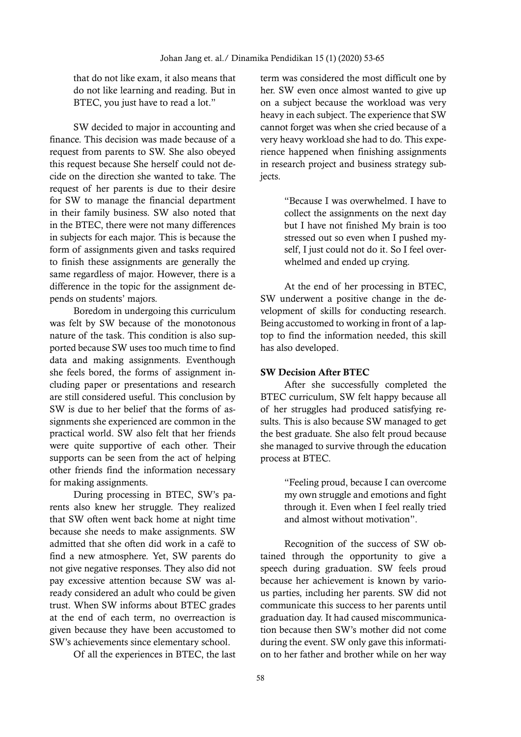that do not like exam, it also means that do not like learning and reading. But in BTEC, you just have to read a lot."

SW decided to major in accounting and finance. This decision was made because of a request from parents to SW. She also obeyed this request because She herself could not decide on the direction she wanted to take. The request of her parents is due to their desire for SW to manage the financial department in their family business. SW also noted that in the BTEC, there were not many differences in subjects for each major. This is because the form of assignments given and tasks required to finish these assignments are generally the same regardless of major. However, there is a difference in the topic for the assignment depends on students' majors.

Boredom in undergoing this curriculum was felt by SW because of the monotonous nature of the task. This condition is also supported because SW uses too much time to find data and making assignments. Eventhough she feels bored, the forms of assignment including paper or presentations and research are still considered useful. This conclusion by SW is due to her belief that the forms of assignments she experienced are common in the practical world. SW also felt that her friends were quite supportive of each other. Their supports can be seen from the act of helping other friends find the information necessary for making assignments.

During processing in BTEC, SW's parents also knew her struggle. They realized that SW often went back home at night time because she needs to make assignments. SW admitted that she often did work in a café to find a new atmosphere. Yet, SW parents do not give negative responses. They also did not pay excessive attention because SW was already considered an adult who could be given trust. When SW informs about BTEC grades at the end of each term, no overreaction is given because they have been accustomed to SW's achievements since elementary school.

Of all the experiences in BTEC, the last term was considered the most difficult one by her. SW even once almost wanted to give up on a subject because the workload was very heavy in each subject. The experience that SW cannot forget was when she cried because of a very heavy workload she had to do. This experience happened when finishing assignments in research project and business strategy subjects.

> "Because I was overwhelmed. I have to collect the assignments on the next day but I have not finished My brain is too stressed out so even when I pushed myself, I just could not do it. So I feel overwhelmed and ended up crying.

At the end of her processing in BTEC, SW underwent a positive change in the development of skills for conducting research. Being accustomed to working in front of a laptop to find the information needed, this skill has also developed.

**SW Decision After BTEC**

After she successfully completed the BTEC curriculum, SW felt happy because all of her struggles had produced satisfying results. This is also because SW managed to get the best graduate. She also felt proud because she managed to survive through the education process at BTEC.

> "Feeling proud, because I can overcome my own struggle and emotions and fight through it. Even when I feel really tried and almost without motivation".

Recognition of the success of SW obtained through the opportunity to give a speech during graduation. SW feels proud because her achievement is known by various parties, including her parents. SW did not communicate this success to her parents until graduation day. It had caused miscommunication because then SW's mother did not come during the event. SW only gave this information to her father and brother while on her way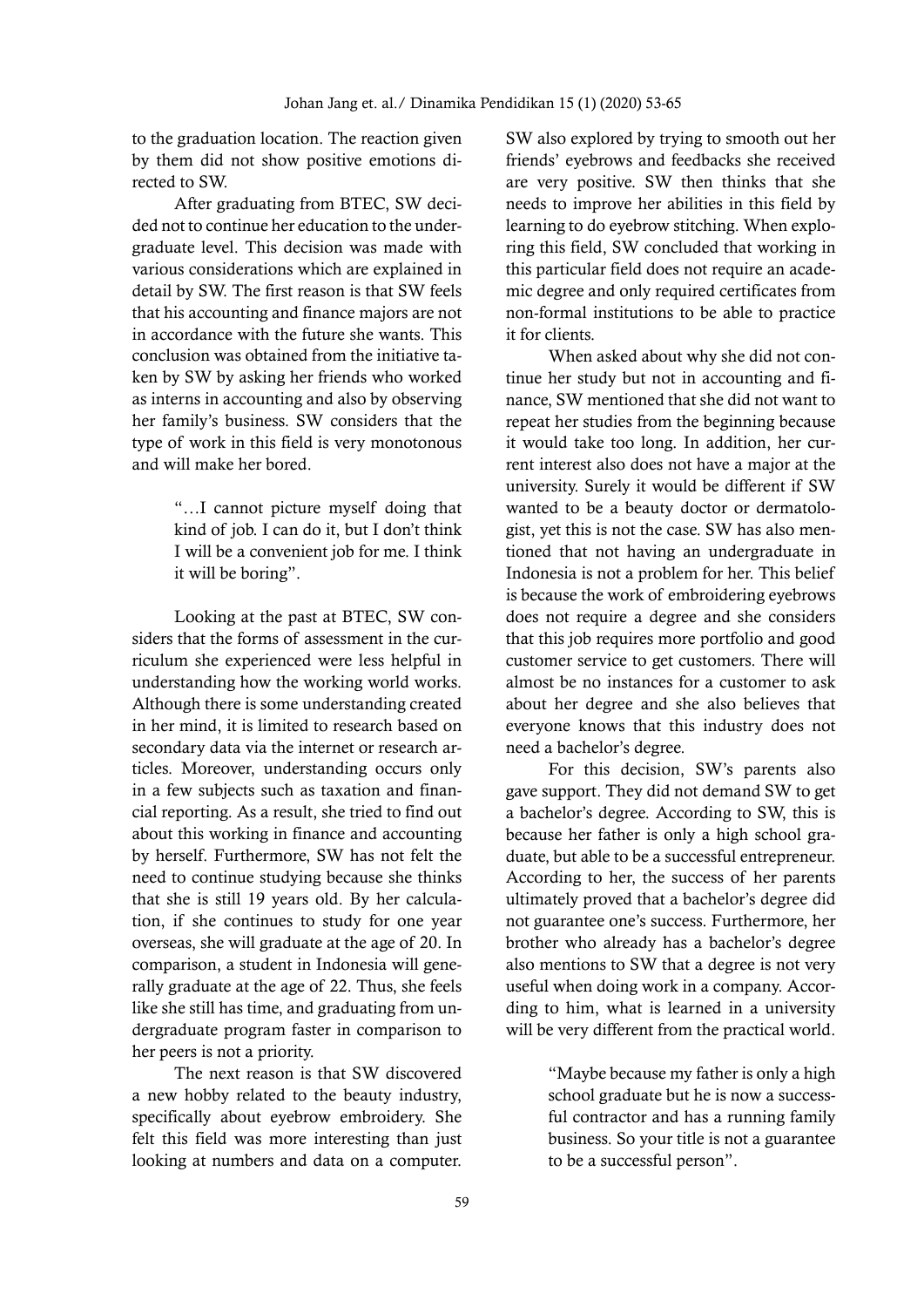to the graduation location. The reaction given by them did not show positive emotions directed to SW.

After graduating from BTEC, SW decided not to continue her education to the undergraduate level. This decision was made with various considerations which are explained in detail by SW. The first reason is that SW feels that his accounting and finance majors are not in accordance with the future she wants. This conclusion was obtained from the initiative taken by SW by asking her friends who worked as interns in accounting and also by observing her family's business. SW considers that the type of work in this field is very monotonous and will make her bored.

> "…I cannot picture myself doing that kind of job. I can do it, but I don't think I will be a convenient job for me. I think it will be boring".

Looking at the past at BTEC, SW considers that the forms of assessment in the curriculum she experienced were less helpful in understanding how the working world works. Although there is some understanding created in her mind, it is limited to research based on secondary data via the internet or research articles. Moreover, understanding occurs only in a few subjects such as taxation and financial reporting. As a result, she tried to find out about this working in finance and accounting by herself. Furthermore, SW has not felt the need to continue studying because she thinks that she is still 19 years old. By her calculation, if she continues to study for one year overseas, she will graduate at the age of 20. In comparison, a student in Indonesia will generally graduate at the age of 22. Thus, she feels like she still has time, and graduating from undergraduate program faster in comparison to her peers is not a priority.

The next reason is that SW discovered a new hobby related to the beauty industry, specifically about eyebrow embroidery. She felt this field was more interesting than just looking at numbers and data on a computer. SW also explored by trying to smooth out her friends' eyebrows and feedbacks she received are very positive. SW then thinks that she needs to improve her abilities in this field by learning to do eyebrow stitching. When exploring this field, SW concluded that working in this particular field does not require an academic degree and only required certificates from non-formal institutions to be able to practice it for clients.

When asked about why she did not continue her study but not in accounting and finance, SW mentioned that she did not want to repeat her studies from the beginning because it would take too long. In addition, her current interest also does not have a major at the university. Surely it would be different if SW wanted to be a beauty doctor or dermatologist, yet this is not the case. SW has also mentioned that not having an undergraduate in Indonesia is not a problem for her. This belief is because the work of embroidering eyebrows does not require a degree and she considers that this job requires more portfolio and good customer service to get customers. There will almost be no instances for a customer to ask about her degree and she also believes that everyone knows that this industry does not need a bachelor's degree.

For this decision, SW's parents also gave support. They did not demand SW to get a bachelor's degree. According to SW, this is because her father is only a high school graduate, but able to be a successful entrepreneur. According to her, the success of her parents ultimately proved that a bachelor's degree did not guarantee one's success. Furthermore, her brother who already has a bachelor's degree also mentions to SW that a degree is not very useful when doing work in a company. According to him, what is learned in a university will be very different from the practical world.

> "Maybe because my father is only a high school graduate but he is now a successful contractor and has a running family business. So your title is not a guarantee to be a successful person".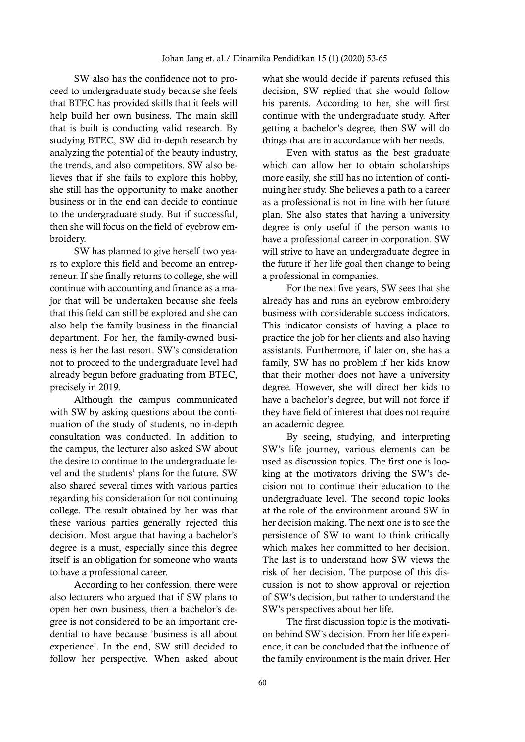SW also has the confidence not to proceed to undergraduate study because she feels that BTEC has provided skills that it feels will help build her own business. The main skill that is built is conducting valid research. By studying BTEC, SW did in-depth research by analyzing the potential of the beauty industry, the trends, and also competitors. SW also believes that if she fails to explore this hobby, she still has the opportunity to make another business or in the end can decide to continue to the undergraduate study. But if successful, then she will focus on the field of eyebrow embroidery.

SW has planned to give herself two years to explore this field and become an entrepreneur. If she finally returns to college, she will continue with accounting and finance as a major that will be undertaken because she feels that this field can still be explored and she can also help the family business in the financial department. For her, the family-owned business is her the last resort. SW's consideration not to proceed to the undergraduate level had already begun before graduating from BTEC, precisely in 2019.

Although the campus communicated with SW by asking questions about the continuation of the study of students, no in-depth consultation was conducted. In addition to the campus, the lecturer also asked SW about the desire to continue to the undergraduate level and the students' plans for the future. SW also shared several times with various parties regarding his consideration for not continuing college. The result obtained by her was that these various parties generally rejected this decision. Most argue that having a bachelor's degree is a must, especially since this degree itself is an obligation for someone who wants to have a professional career.

According to her confession, there were also lecturers who argued that if SW plans to open her own business, then a bachelor's degree is not considered to be an important credential to have because 'business is all about experience'. In the end, SW still decided to follow her perspective. When asked about what she would decide if parents refused this decision, SW replied that she would follow his parents. According to her, she will first continue with the undergraduate study. After getting a bachelor's degree, then SW will do things that are in accordance with her needs.

Even with status as the best graduate which can allow her to obtain scholarships more easily, she still has no intention of continuing her study. She believes a path to a career as a professional is not in line with her future plan. She also states that having a university degree is only useful if the person wants to have a professional career in corporation. SW will strive to have an undergraduate degree in the future if her life goal then change to being a professional in companies.

For the next five years, SW sees that she already has and runs an eyebrow embroidery business with considerable success indicators. This indicator consists of having a place to practice the job for her clients and also having assistants. Furthermore, if later on, she has a family, SW has no problem if her kids know that their mother does not have a university degree. However, she will direct her kids to have a bachelor's degree, but will not force if they have field of interest that does not require an academic degree.

By seeing, studying, and interpreting SW's life journey, various elements can be used as discussion topics. The first one is looking at the motivators driving the SW's decision not to continue their education to the undergraduate level. The second topic looks at the role of the environment around SW in her decision making. The next one is to see the persistence of SW to want to think critically which makes her committed to her decision. The last is to understand how SW views the risk of her decision. The purpose of this discussion is not to show approval or rejection of SW's decision, but rather to understand the SW's perspectives about her life.

The first discussion topic is the motivation behind SW's decision. From her life experience, it can be concluded that the influence of the family environment is the main driver. Her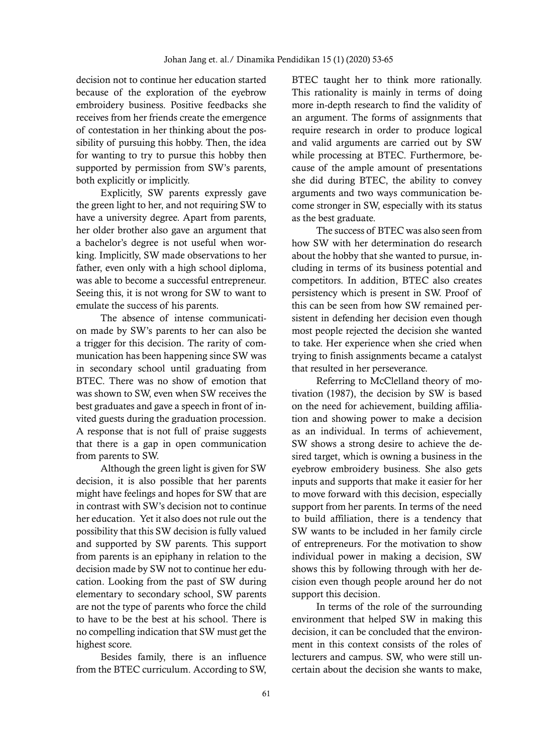decision not to continue her education started because of the exploration of the eyebrow embroidery business. Positive feedbacks she receives from her friends create the emergence of contestation in her thinking about the possibility of pursuing this hobby. Then, the idea for wanting to try to pursue this hobby then supported by permission from SW's parents, both explicitly or implicitly.

Explicitly, SW parents expressly gave the green light to her, and not requiring SW to have a university degree. Apart from parents, her older brother also gave an argument that a bachelor's degree is not useful when working. Implicitly, SW made observations to her father, even only with a high school diploma, was able to become a successful entrepreneur. Seeing this, it is not wrong for SW to want to emulate the success of his parents.

The absence of intense communication made by SW's parents to her can also be a trigger for this decision. The rarity of communication has been happening since SW was in secondary school until graduating from BTEC. There was no show of emotion that was shown to SW, even when SW receives the best graduates and gave a speech in front of invited guests during the graduation procession. A response that is not full of praise suggests that there is a gap in open communication from parents to SW.

Although the green light is given for SW decision, it is also possible that her parents might have feelings and hopes for SW that are in contrast with SW's decision not to continue her education. Yet it also does not rule out the possibility that this SW decision is fully valued and supported by SW parents. This support from parents is an epiphany in relation to the decision made by SW not to continue her education. Looking from the past of SW during elementary to secondary school, SW parents are not the type of parents who force the child to have to be the best at his school. There is no compelling indication that SW must get the highest score.

Besides family, there is an influence from the BTEC curriculum. According to SW, BTEC taught her to think more rationally. This rationality is mainly in terms of doing more in-depth research to find the validity of an argument. The forms of assignments that require research in order to produce logical and valid arguments are carried out by SW while processing at BTEC. Furthermore, because of the ample amount of presentations she did during BTEC, the ability to convey arguments and two ways communication become stronger in SW, especially with its status as the best graduate.

The success of BTEC was also seen from how SW with her determination do research about the hobby that she wanted to pursue, including in terms of its business potential and competitors. In addition, BTEC also creates persistency which is present in SW. Proof of this can be seen from how SW remained persistent in defending her decision even though most people rejected the decision she wanted to take. Her experience when she cried when trying to finish assignments became a catalyst that resulted in her perseverance.

Referring to McClelland theory of motivation (1987), the decision by SW is based on the need for achievement, building affiliation and showing power to make a decision as an individual. In terms of achievement, SW shows a strong desire to achieve the desired target, which is owning a business in the eyebrow embroidery business. She also gets inputs and supports that make it easier for her to move forward with this decision, especially support from her parents. In terms of the need to build affiliation, there is a tendency that SW wants to be included in her family circle of entrepreneurs. For the motivation to show individual power in making a decision, SW shows this by following through with her decision even though people around her do not support this decision.

In terms of the role of the surrounding environment that helped SW in making this decision, it can be concluded that the environment in this context consists of the roles of lecturers and campus. SW, who were still uncertain about the decision she wants to make,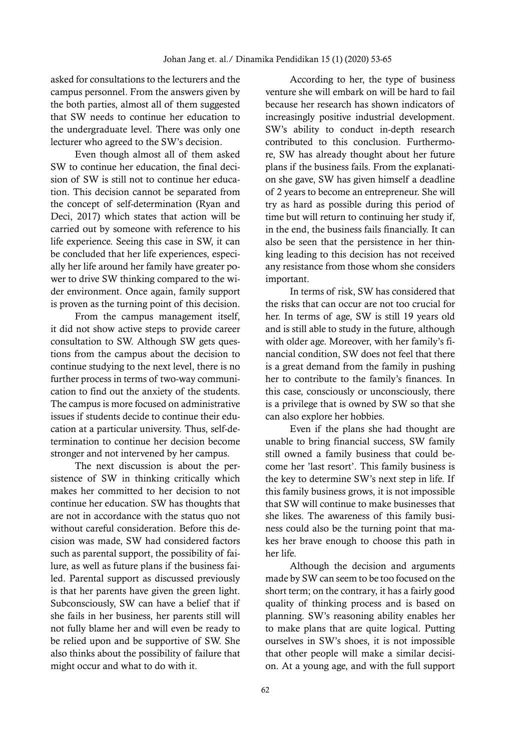asked for consultations to the lecturers and the campus personnel. From the answers given by the both parties, almost all of them suggested that SW needs to continue her education to the undergraduate level. There was only one lecturer who agreed to the SW's decision.

Even though almost all of them asked SW to continue her education, the final decision of SW is still not to continue her education. This decision cannot be separated from the concept of self-determination (Ryan and Deci, 2017) which states that action will be carried out by someone with reference to his life experience. Seeing this case in SW, it can be concluded that her life experiences, especially her life around her family have greater power to drive SW thinking compared to the wider environment. Once again, family support is proven as the turning point of this decision.

From the campus management itself, it did not show active steps to provide career consultation to SW. Although SW gets questions from the campus about the decision to continue studying to the next level, there is no further process in terms of two-way communication to find out the anxiety of the students. The campus is more focused on administrative issues if students decide to continue their education at a particular university. Thus, self-determination to continue her decision become stronger and not intervened by her campus.

The next discussion is about the persistence of SW in thinking critically which makes her committed to her decision to not continue her education. SW has thoughts that are not in accordance with the status quo not without careful consideration. Before this decision was made, SW had considered factors such as parental support, the possibility of failure, as well as future plans if the business failed. Parental support as discussed previously is that her parents have given the green light. Subconsciously, SW can have a belief that if she fails in her business, her parents still will not fully blame her and will even be ready to be relied upon and be supportive of SW. She also thinks about the possibility of failure that might occur and what to do with it.

According to her, the type of business venture she will embark on will be hard to fail because her research has shown indicators of increasingly positive industrial development. SW's ability to conduct in-depth research contributed to this conclusion. Furthermore, SW has already thought about her future plans if the business fails. From the explanation she gave, SW has given himself a deadline of 2 years to become an entrepreneur. She will try as hard as possible during this period of time but will return to continuing her study if, in the end, the business fails financially. It can also be seen that the persistence in her thinking leading to this decision has not received any resistance from those whom she considers important.

In terms of risk, SW has considered that the risks that can occur are not too crucial for her. In terms of age, SW is still 19 years old and is still able to study in the future, although with older age. Moreover, with her family's financial condition, SW does not feel that there is a great demand from the family in pushing her to contribute to the family's finances. In this case, consciously or unconsciously, there is a privilege that is owned by SW so that she can also explore her hobbies.

Even if the plans she had thought are unable to bring financial success, SW family still owned a family business that could become her 'last resort'. This family business is the key to determine SW's next step in life. If this family business grows, it is not impossible that SW will continue to make businesses that she likes. The awareness of this family business could also be the turning point that makes her brave enough to choose this path in her life.

Although the decision and arguments made by SW can seem to be too focused on the short term; on the contrary, it has a fairly good quality of thinking process and is based on planning. SW's reasoning ability enables her to make plans that are quite logical. Putting ourselves in SW's shoes, it is not impossible that other people will make a similar decision. At a young age, and with the full support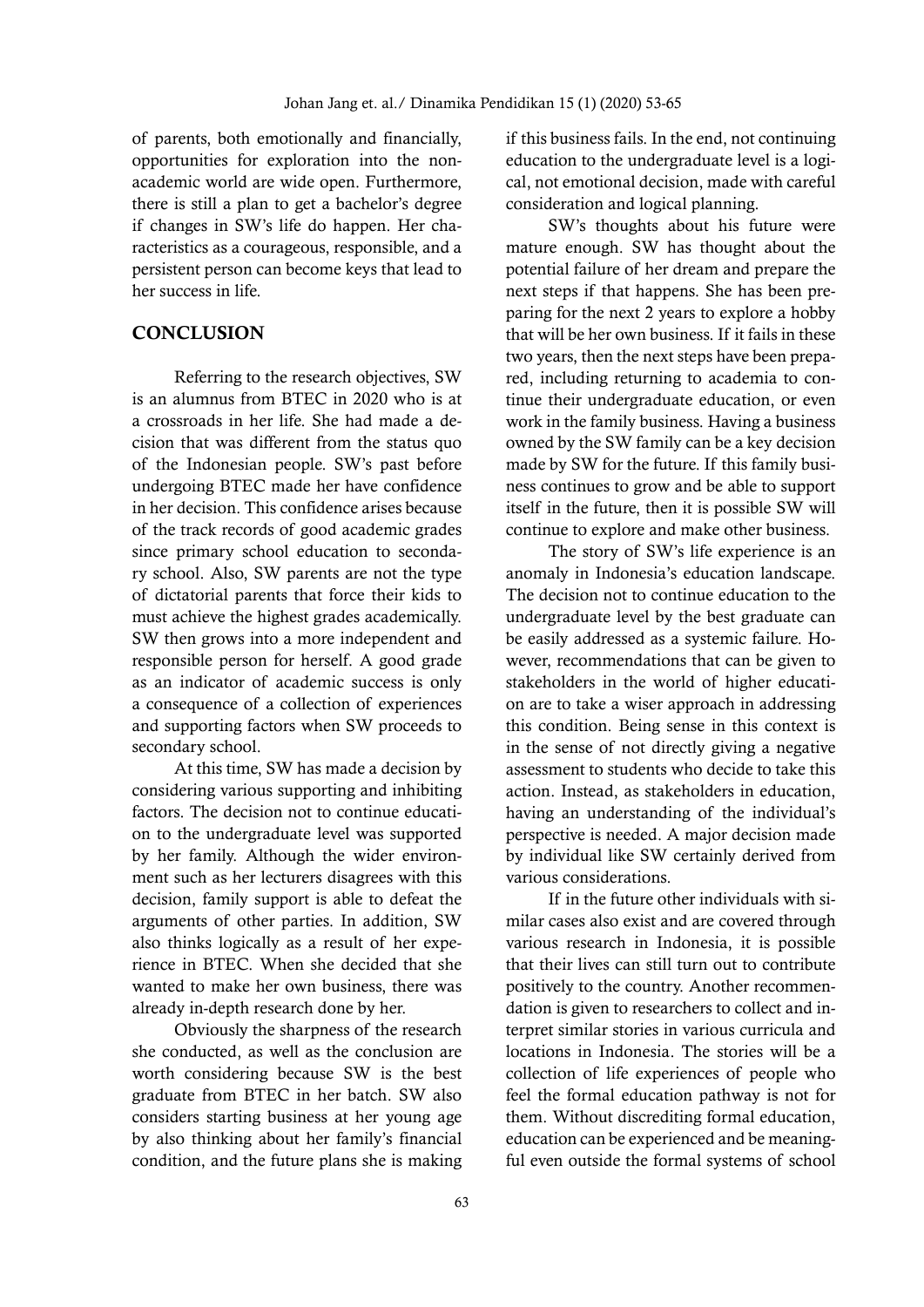of parents, both emotionally and financially, opportunities for exploration into the non-academic world are wide open. Furthermore, there is still a plan to get a bachelor's degree if changes in SW's life do happen. Her characteristics as a courageous, responsible, and a persistent person can become keys that lead to her success in life.

## CONCLUSION

Referring to the research objectives, SW is an alumnus from BTEC in 2020 who is at a crossroads in her life. She had made a decision that was different from the status quo of the Indonesian people. SW's past before undergoing BTEC made her have confidence in her decision. This confidence arises because of the track records of good academic grades since primary school education to secondary school. Also, SW parents are not the type of dictatorial parents that force their kids to must achieve the highest grades academically. SW then grows into a more independent and responsible person for herself. A good grade as an indicator of academic success is only a consequence of a collection of experiences and supporting factors when SW proceeds to secondary school.

At this time, SW has made a decision by considering various supporting and inhibiting factors. The decision not to continue education to the undergraduate level was supported by her family. Although the wider environment such as her lecturers disagrees with this decision, family support is able to defeat the arguments of other parties. In addition, SW also thinks logically as a result of her experience in BTEC. When she decided that she wanted to make her own business, there was already in-depth research done by her.

Obviously the sharpness of the research she conducted, as well as the conclusion are worth considering because SW is the best graduate from BTEC in her batch. SW also considers starting business at her young age by also thinking about her family's financial condition, and the future plans she is making if this business fails. In the end, not continuing education to the undergraduate level is a logical, not emotional decision, made with careful consideration and logical planning.

SW's thoughts about his future were mature enough. SW has thought about the potential failure of her dream and prepare the next steps if that happens. She has been preparing for the next 2 years to explore a hobby that will be her own business. If it fails in these two years, then the next steps have been prepared, including returning to academia to continue their undergraduate education, or even work in the family business. Having a business owned by the SW family can be a key decision made by SW for the future. If this family business continues to grow and be able to support itself in the future, then it is possible SW will continue to explore and make other business.

The story of SW's life experience is an anomaly in Indonesia's education landscape. The decision not to continue education to the undergraduate level by the best graduate can be easily addressed as a systemic failure. However, recommendations that can be given to stakeholders in the world of higher education are to take a wiser approach in addressing this condition. Being sense in this context is in the sense of not directly giving a negative assessment to students who decide to take this action. Instead, as stakeholders in education, having an understanding of the individual's perspective is needed. A major decision made by individual like SW certainly derived from various considerations.

If in the future other individuals with similar cases also exist and are covered through various research in Indonesia, it is possible that their lives can still turn out to contribute positively to the country. Another recommendation is given to researchers to collect and interpret similar stories in various curricula and locations in Indonesia. The stories will be a collection of life experiences of people who feel the formal education pathway is not for them. Without discrediting formal education, education can be experienced and be meaningful even outside the formal systems of school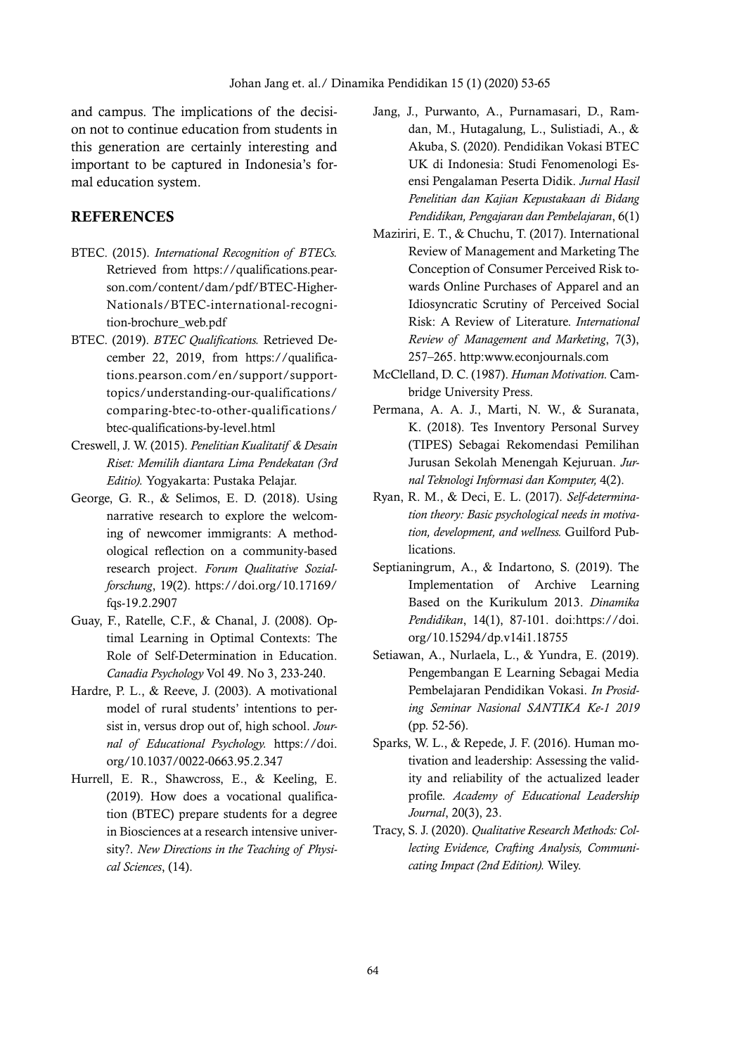and campus. The implications of the decision not to continue education from students in this generation are certainly interesting and important to be captured in Indonesia's formal education system.

## REFERENCES

BTEC. (2015). *International Recognition of BTECs.* Retrieved from https://qualifications.pearson.com/content/dam/pdf/BTEC-Higher-Nationals/BTEC-international-recognition-brochure_web.pdf

BTEC. (2019). *BTEC Qualifications.* Retrieved December 22, 2019, from https://qualifications.pearson.com/en/support/support-topics/understanding-our-qualifications/comparing-btec-to-other-qualifications/btec-qualifications-by-level.html

Creswell, J. W. (2015). *Penelitian Kualitatif & Desain Riset: Memilih diantara Lima Pendekatan (3rd Editio).* Yogyakarta: Pustaka Pelajar.

George, G. R., & Selimos, E. D. (2018). Using narrative research to explore the welcoming of newcomer immigrants: A methodological reflection on a community-based research project. *Forum Qualitative Sozialforschung*, 19(2). https://doi.org/10.17169/fqs-19.2.2907

Guay, F., Ratelle, C.F., & Chanal, J. (2008). Optimal Learning in Optimal Contexts: The Role of Self-Determination in Education. *Canadia Psychology* Vol 49. No 3, 233-240.

Hardre, P. L., & Reeve, J. (2003). A motivational model of rural students' intentions to persist in, versus drop out of, high school. *Journal of Educational Psychology.* https://doi.org/10.1037/0022-0663.95.2.347

Hurrell, E. R., Shawcross, E., & Keeling, E. (2019). How does a vocational qualification (BTEC) prepare students for a degree in Biosciences at a research intensive university?. *New Directions in the Teaching of Physical Sciences*, (14).

Jang, J., Purwanto, A., Purnamasari, D., Ramdan, M., Hutagalung, L., Sulistiadi, A., & Akuba, S. (2020). Pendidikan Vokasi BTEC UK di Indonesia: Studi Fenomenologi Esensi Pengalaman Peserta Didik. *Jurnal Hasil Penelitian dan Kajian Kepustakaan di Bidang Pendidikan, Pengajaran dan Pembelajaran*, 6(1)

Maziriri, E. T., & Chuchu, T. (2017). International Review of Management and Marketing The Conception of Consumer Perceived Risk towards Online Purchases of Apparel and an Idiosyncratic Scrutiny of Perceived Social Risk: A Review of Literature. *International Review of Management and Marketing*, 7(3), 257–265. http:www.econjournals.com

McClelland, D. C. (1987). *Human Motivation.* Cambridge University Press.

Permana, A. A. J., Marti, N. W., & Suranata, K. (2018). Tes Inventory Personal Survey (TIPES) Sebagai Rekomendasi Pemilihan Jurusan Sekolah Menengah Kejuruan. *Jurnal Teknologi Informasi dan Komputer,* 4(2).

Ryan, R. M., & Deci, E. L. (2017). *Self-determination theory: Basic psychological needs in motivation, development, and wellness.* Guilford Publications.

Septianingrum, A., & Indartono, S. (2019). The Implementation of Archive Learning Based on the Kurikulum 2013. *Dinamika Pendidikan*, 14(1), 87-101. doi:https://doi.org/10.15294/dp.v14i1.18755

Setiawan, A., Nurlaela, L., & Yundra, E. (2019). Pengembangan E Learning Sebagai Media Pembelajaran Pendidikan Vokasi. *In Prosiding Seminar Nasional SANTIKA Ke-1 2019* (pp. 52-56).

Sparks, W. L., & Repede, J. F. (2016). Human motivation and leadership: Assessing the validity and reliability of the actualized leader profile. *Academy of Educational Leadership Journal*, 20(3), 23.

Tracy, S. J. (2020). *Qualitative Research Methods: Collecting Evidence, Crafting Analysis, Communicating Impact (2nd Edition).* Wiley.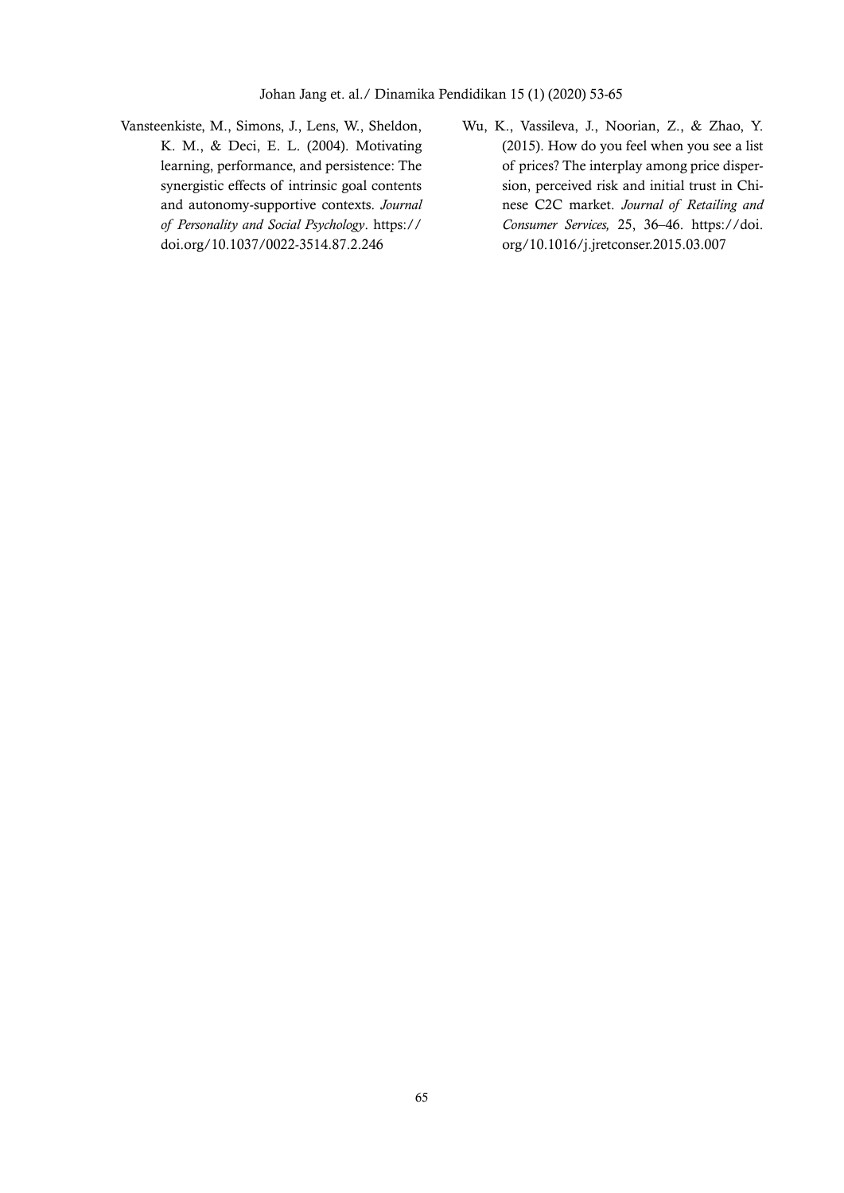Vansteenkiste, M., Simons, J., Lens, W., Sheldon, K. M., & Deci, E. L. (2004). Motivating learning, performance, and persistence: The synergistic effects of intrinsic goal contents and autonomy-supportive contexts. *Journal of Personality and Social Psychology*. https://doi.org/10.1037/0022-3514.87.2.246

Wu, K., Vassileva, J., Noorian, Z., & Zhao, Y. (2015). How do you feel when you see a list of prices? The interplay among price dispersion, perceived risk and initial trust in Chinese C2C market. *Journal of Retailing and Consumer Services,* 25, 36–46. https://doi.org/10.1016/j.jretconser.2015.03.007